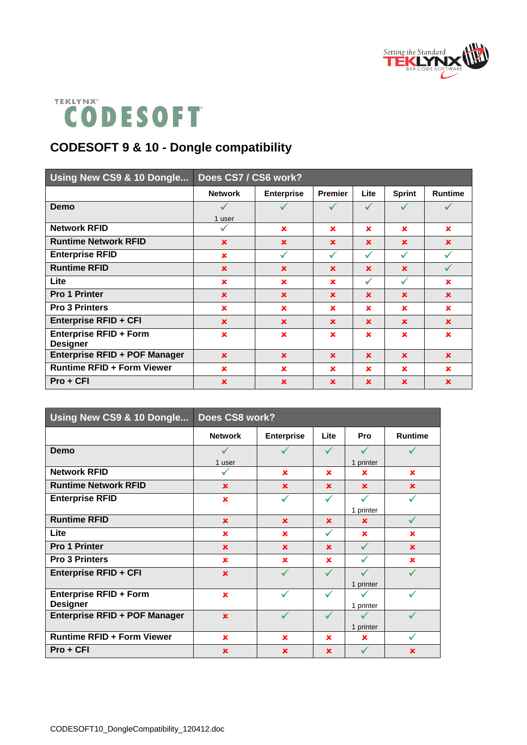# CODESOFT 9 & 10 - Dongle compatibility

| Using New CS9 & 10 Dongle... | Does CS7 / CS6 work? | | | | | |
|---|---|---|---|---|---|---|
| | Network | Enterprise | Premier | Lite | Sprint | Runtime |
| Demo | ✓ 1 user | ✓ | ✓ | ✓ | ✓ | ✓ |
| Network RFID | ✓ | ✗ | ✗ | ✗ | ✗ | ✗ |
| Runtime Network RFID | ✗ | ✗ | ✗ | ✗ | ✗ | ✗ |
| Enterprise RFID | ✗ | ✓ | ✓ | ✓ | ✓ | ✓ |
| Runtime RFID | ✗ | ✗ | ✗ | ✗ | ✗ | ✓ |
| Lite | ✗ | ✗ | ✗ | ✓ | ✓ | ✗ |
| Pro 1 Printer | ✗ | ✗ | ✗ | ✗ | ✗ | ✗ |
| Pro 3 Printers | ✗ | ✗ | ✗ | ✗ | ✗ | ✗ |
| Enterprise RFID + CFI | ✗ | ✗ | ✗ | ✗ | ✗ | ✗ |
| Enterprise RFID + Form Designer | ✗ | ✗ | ✗ | ✗ | ✗ | ✗ |
| Enterprise RFID + POF Manager | ✗ | ✗ | ✗ | ✗ | ✗ | ✗ |
| Runtime RFID + Form Viewer | ✗ | ✗ | ✗ | ✗ | ✗ | ✗ |
| Pro + CFI | ✗ | ✗ | ✗ | ✗ | ✗ | ✗ |

| Using New CS9 & 10 Dongle... | Does CS8 work? | | | | |
|---|---|---|---|---|---|
| | Network | Enterprise | Lite | Pro | Runtime |
| Demo | ✓ 1 user | ✓ | ✓ | ✓ 1 printer | ✓ |
| Network RFID | ✓ | ✗ | ✗ | ✗ | ✗ |
| Runtime Network RFID | ✗ | ✗ | ✗ | ✗ | ✗ |
| Enterprise RFID | ✗ | ✓ | ✓ | ✓ 1 printer | ✓ |
| Runtime RFID | ✗ | ✗ | ✗ | ✗ | ✓ |
| Lite | ✗ | ✗ | ✓ | ✗ | ✗ |
| Pro 1 Printer | ✗ | ✗ | ✗ | ✓ | ✗ |
| Pro 3 Printers | ✗ | ✗ | ✗ | ✓ | ✗ |
| Enterprise RFID + CFI | ✗ | ✓ | ✓ | ✓ 1 printer | ✓ |
| Enterprise RFID + Form Designer | ✗ | ✓ | ✓ | ✓ 1 printer | ✓ |
| Enterprise RFID + POF Manager | ✗ | ✓ | ✓ | ✓ 1 printer | ✓ |
| Runtime RFID + Form Viewer | ✗ | ✗ | ✗ | ✗ | ✓ |
| Pro + CFI | ✗ | ✗ | ✗ | ✓ | ✗ |

CODESOFT10_DongleCompatibility_120412.doc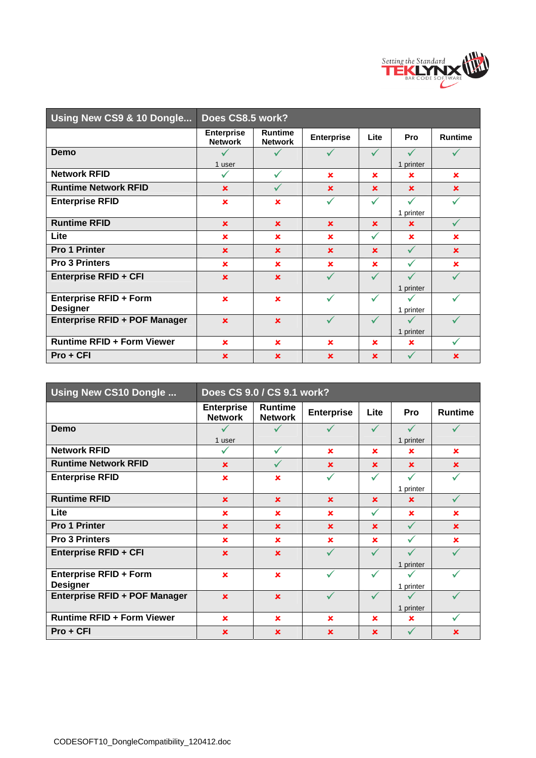| Using New CS9 & 10 Dongle... | Does CS8.5 work? | | | | | |
|---|---|---|---|---|---|---|
| | Enterprise Network | Runtime Network | Enterprise | Lite | Pro | Runtime |
| Demo | ✓ 1 user | ✓ | ✓ | ✓ | ✓ 1 printer | ✓ |
| Network RFID | ✓ | ✓ | ✗ | ✗ | ✗ | ✗ |
| Runtime Network RFID | ✗ | ✓ | ✗ | ✗ | ✗ | ✗ |
| Enterprise RFID | ✗ | ✗ | ✓ | ✓ | ✓ 1 printer | ✓ |
| Runtime RFID | ✗ | ✗ | ✗ | ✗ | ✗ | ✓ |
| Lite | ✗ | ✗ | ✗ | ✓ | ✗ | ✗ |
| Pro 1 Printer | ✗ | ✗ | ✗ | ✗ | ✓ | ✗ |
| Pro 3 Printers | ✗ | ✗ | ✗ | ✗ | ✓ | ✗ |
| Enterprise RFID + CFI | ✗ | ✗ | ✓ | ✓ | ✓ 1 printer | ✓ |
| Enterprise RFID + Form Designer | ✗ | ✗ | ✓ | ✓ | ✓ 1 printer | ✓ |
| Enterprise RFID + POF Manager | ✗ | ✗ | ✓ | ✓ | ✓ 1 printer | ✓ |
| Runtime RFID + Form Viewer | ✗ | ✗ | ✗ | ✗ | ✗ | ✓ |
| Pro + CFI | ✗ | ✗ | ✗ | ✗ | ✓ | ✗ |

| Using New CS10 Dongle ... | Does CS 9.0 / CS 9.1 work? | | | | | |
|---|---|---|---|---|---|---|
| | Enterprise Network | Runtime Network | Enterprise | Lite | Pro | Runtime |
| Demo | ✓ 1 user | ✓ | ✓ | ✓ | ✓ 1 printer | ✓ |
| Network RFID | ✓ | ✓ | ✗ | ✗ | ✗ | ✗ |
| Runtime Network RFID | ✗ | ✓ | ✗ | ✗ | ✗ | ✗ |
| Enterprise RFID | ✗ | ✗ | ✓ | ✓ | ✓ 1 printer | ✓ |
| Runtime RFID | ✗ | ✗ | ✗ | ✗ | ✗ | ✓ |
| Lite | ✗ | ✗ | ✗ | ✓ | ✗ | ✗ |
| Pro 1 Printer | ✗ | ✗ | ✗ | ✗ | ✓ | ✗ |
| Pro 3 Printers | ✗ | ✗ | ✗ | ✗ | ✓ | ✗ |
| Enterprise RFID + CFI | ✗ | ✗ | ✓ | ✓ | ✓ 1 printer | ✓ |
| Enterprise RFID + Form Designer | ✗ | ✗ | ✓ | ✓ | ✓ 1 printer | ✓ |
| Enterprise RFID + POF Manager | ✗ | ✗ | ✓ | ✓ | ✓ 1 printer | ✓ |
| Runtime RFID + Form Viewer | ✗ | ✗ | ✗ | ✗ | ✗ | ✓ |
| Pro + CFI | ✗ | ✗ | ✗ | ✗ | ✓ | ✗ |